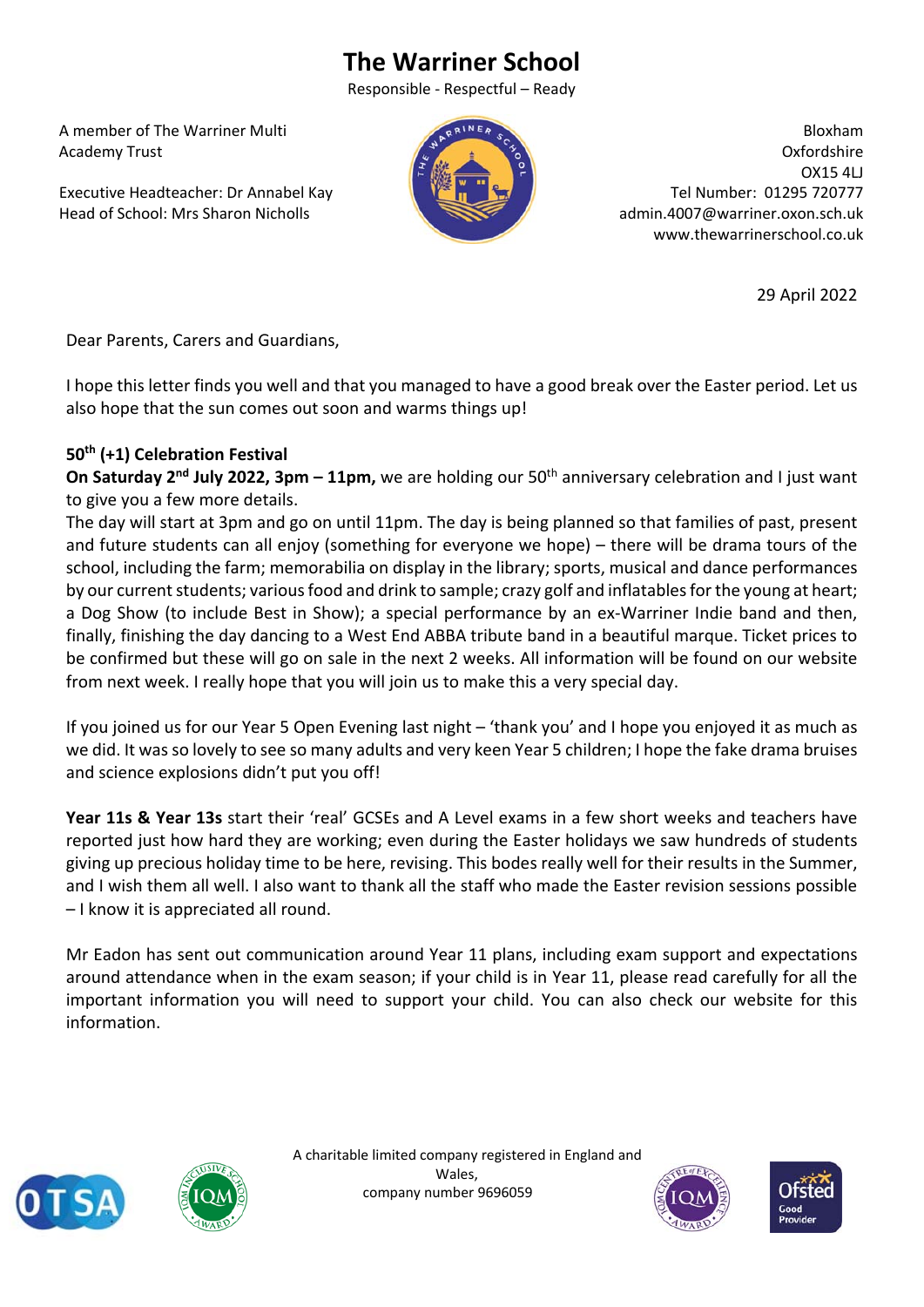# The Warriner School

Responsible - Respectful – Ready

A member of The Warriner Multi Academy Trust

Executive Headteacher: Dr Annabel Kay
Head of School: Mrs Sharon Nicholls

Bloxham
Oxfordshire
OX15 4LJ
Tel Number: 01295 720777
admin.4007@warriner.oxon.sch.uk
www.thewarrinerschool.co.uk

29 April 2022

Dear Parents, Carers and Guardians,

I hope this letter finds you well and that you managed to have a good break over the Easter period. Let us also hope that the sun comes out soon and warms things up!

**50th (+1) Celebration Festival**

**On Saturday 2nd July 2022, 3pm – 11pm,** we are holding our 50th anniversary celebration and I just want to give you a few more details.

The day will start at 3pm and go on until 11pm. The day is being planned so that families of past, present and future students can all enjoy (something for everyone we hope) – there will be drama tours of the school, including the farm; memorabilia on display in the library; sports, musical and dance performances by our current students; various food and drink to sample; crazy golf and inflatables for the young at heart; a Dog Show (to include Best in Show); a special performance by an ex-Warriner Indie band and then, finally, finishing the day dancing to a West End ABBA tribute band in a beautiful marque. Ticket prices to be confirmed but these will go on sale in the next 2 weeks. All information will be found on our website from next week. I really hope that you will join us to make this a very special day.

If you joined us for our Year 5 Open Evening last night – 'thank you' and I hope you enjoyed it as much as we did. It was so lovely to see so many adults and very keen Year 5 children; I hope the fake drama bruises and science explosions didn't put you off!

**Year 11s & Year 13s** start their 'real' GCSEs and A Level exams in a few short weeks and teachers have reported just how hard they are working; even during the Easter holidays we saw hundreds of students giving up precious holiday time to be here, revising. This bodes really well for their results in the Summer, and I wish them all well. I also want to thank all the staff who made the Easter revision sessions possible – I know it is appreciated all round.

Mr Eadon has sent out communication around Year 11 plans, including exam support and expectations around attendance when in the exam season; if your child is in Year 11, please read carefully for all the important information you will need to support your child. You can also check our website for this information.

A charitable limited company registered in England and Wales, company number 9696059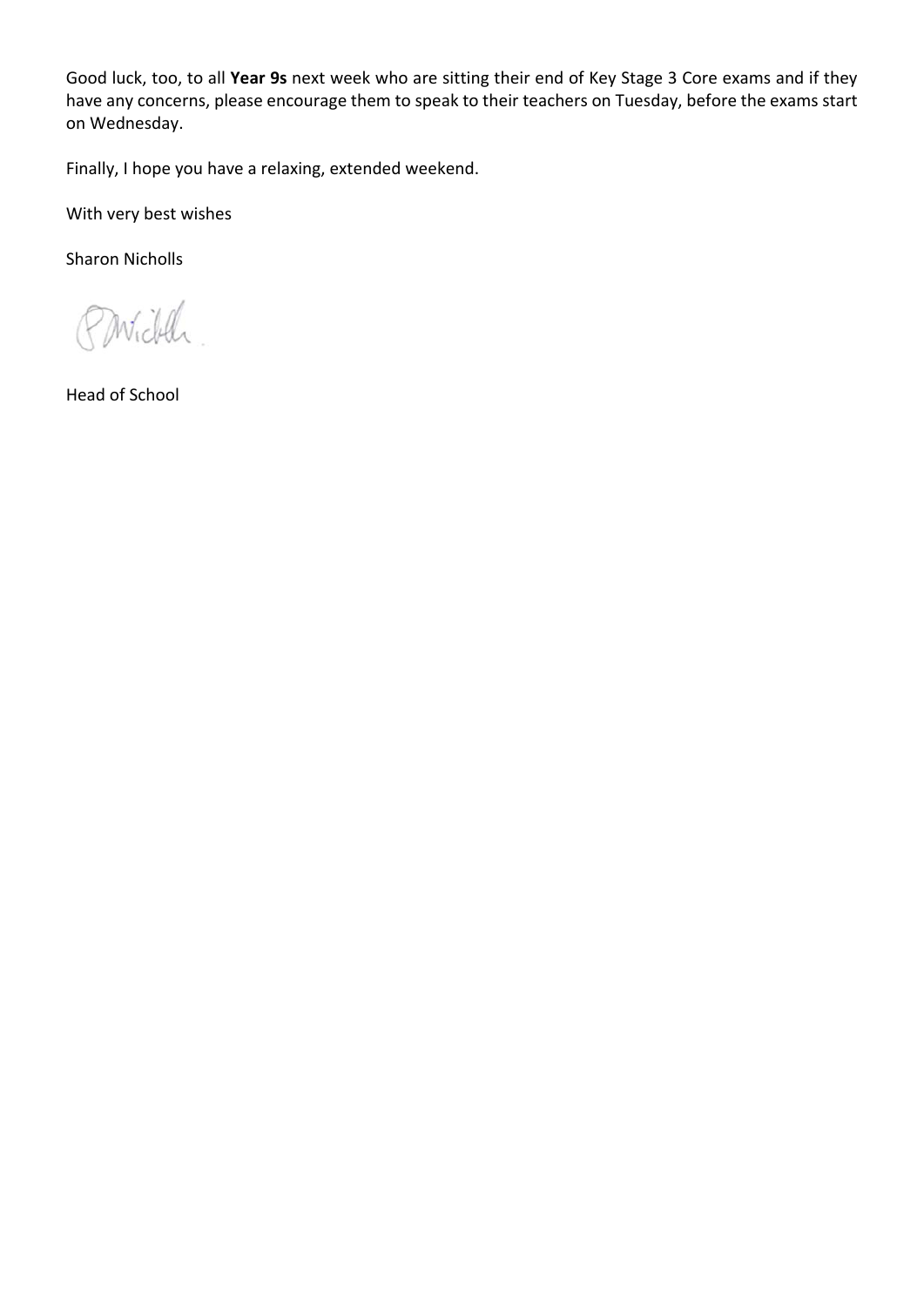Good luck, too, to all **Year 9s** next week who are sitting their end of Key Stage 3 Core exams and if they have any concerns, please encourage them to speak to their teachers on Tuesday, before the exams start on Wednesday.

Finally, I hope you have a relaxing, extended weekend.

With very best wishes

Sharon Nicholls

Head of School